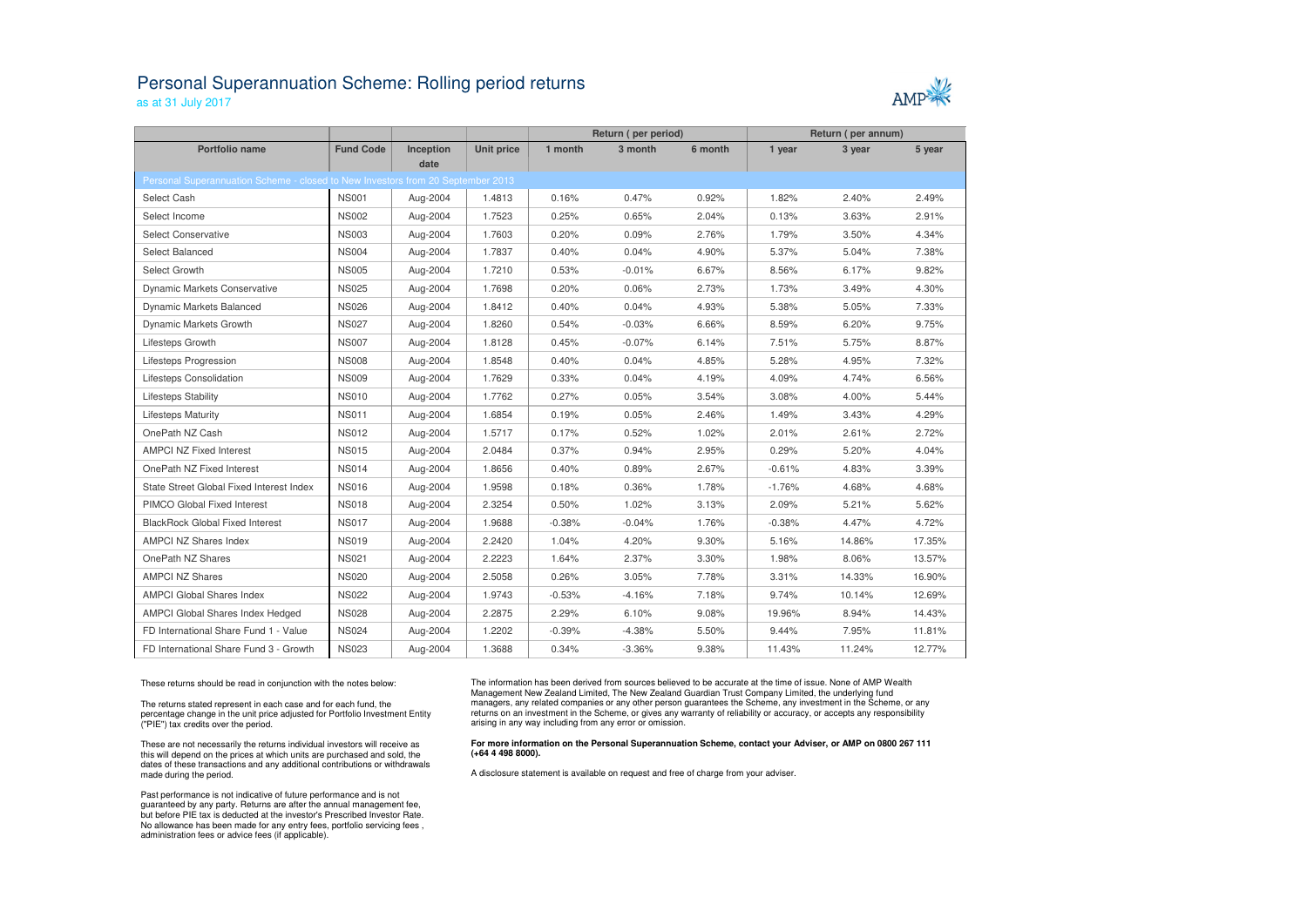# Personal Superannuation Scheme: Rolling period returns

as at 31 July 2017

| | | | | Return ( per period) | | | Return ( per annum) | | |
|---|---|---|---|---|---|---|---|---|---|
| **Portfolio name** | **Fund Code** | **Inception date** | **Unit price** | **1 month** | **3 month** | **6 month** | **1 year** | **3 year** | **5 year** |
| Personal Superannuation Scheme - closed to New Investors from 20 September 2013 | | | | | | | | | |
| Select Cash | NS001 | Aug-2004 | 1.4813 | 0.16% | 0.47% | 0.92% | 1.82% | 2.40% | 2.49% |
| Select Income | NS002 | Aug-2004 | 1.7523 | 0.25% | 0.65% | 2.04% | 0.13% | 3.63% | 2.91% |
| Select Conservative | NS003 | Aug-2004 | 1.7603 | 0.20% | 0.09% | 2.76% | 1.79% | 3.50% | 4.34% |
| Select Balanced | NS004 | Aug-2004 | 1.7837 | 0.40% | 0.04% | 4.90% | 5.37% | 5.04% | 7.38% |
| Select Growth | NS005 | Aug-2004 | 1.7210 | 0.53% | -0.01% | 6.67% | 8.56% | 6.17% | 9.82% |
| Dynamic Markets Conservative | NS025 | Aug-2004 | 1.7698 | 0.20% | 0.06% | 2.73% | 1.73% | 3.49% | 4.30% |
| Dynamic Markets Balanced | NS026 | Aug-2004 | 1.8412 | 0.40% | 0.04% | 4.93% | 5.38% | 5.05% | 7.33% |
| Dynamic Markets Growth | NS027 | Aug-2004 | 1.8260 | 0.54% | -0.03% | 6.66% | 8.59% | 6.20% | 9.75% |
| Lifesteps Growth | NS007 | Aug-2004 | 1.8128 | 0.45% | -0.07% | 6.14% | 7.51% | 5.75% | 8.87% |
| Lifesteps Progression | NS008 | Aug-2004 | 1.8548 | 0.40% | 0.04% | 4.85% | 5.28% | 4.95% | 7.32% |
| Lifesteps Consolidation | NS009 | Aug-2004 | 1.7629 | 0.33% | 0.04% | 4.19% | 4.09% | 4.74% | 6.56% |
| Lifesteps Stability | NS010 | Aug-2004 | 1.7762 | 0.27% | 0.05% | 3.54% | 3.08% | 4.00% | 5.44% |
| Lifesteps Maturity | NS011 | Aug-2004 | 1.6854 | 0.19% | 0.05% | 2.46% | 1.49% | 3.43% | 4.29% |
| OnePath NZ Cash | NS012 | Aug-2004 | 1.5717 | 0.17% | 0.52% | 1.02% | 2.01% | 2.61% | 2.72% |
| AMPCI NZ Fixed Interest | NS015 | Aug-2004 | 2.0484 | 0.37% | 0.94% | 2.95% | 0.29% | 5.20% | 4.04% |
| OnePath NZ Fixed Interest | NS014 | Aug-2004 | 1.8656 | 0.40% | 0.89% | 2.67% | -0.61% | 4.83% | 3.39% |
| State Street Global Fixed Interest Index | NS016 | Aug-2004 | 1.9598 | 0.18% | 0.36% | 1.78% | -1.76% | 4.68% | 4.68% |
| PIMCO Global Fixed Interest | NS018 | Aug-2004 | 2.3254 | 0.50% | 1.02% | 3.13% | 2.09% | 5.21% | 5.62% |
| BlackRock Global Fixed Interest | NS017 | Aug-2004 | 1.9688 | -0.38% | -0.04% | 1.76% | -0.38% | 4.47% | 4.72% |
| AMPCI NZ Shares Index | NS019 | Aug-2004 | 2.2420 | 1.04% | 4.20% | 9.30% | 5.16% | 14.86% | 17.35% |
| OnePath NZ Shares | NS021 | Aug-2004 | 2.2223 | 1.64% | 2.37% | 3.30% | 1.98% | 8.06% | 13.57% |
| AMPCI NZ Shares | NS020 | Aug-2004 | 2.5058 | 0.26% | 3.05% | 7.78% | 3.31% | 14.33% | 16.90% |
| AMPCI Global Shares Index | NS022 | Aug-2004 | 1.9743 | -0.53% | -4.16% | 7.18% | 9.74% | 10.14% | 12.69% |
| AMPCI Global Shares Index Hedged | NS028 | Aug-2004 | 2.2875 | 2.29% | 6.10% | 9.08% | 19.96% | 8.94% | 14.43% |
| FD International Share Fund 1 - Value | NS024 | Aug-2004 | 1.2202 | -0.39% | -4.38% | 5.50% | 9.44% | 7.95% | 11.81% |
| FD International Share Fund 3 - Growth | NS023 | Aug-2004 | 1.3688 | 0.34% | -3.36% | 9.38% | 11.43% | 11.24% | 12.77% |

These returns should be read in conjunction with the notes below:

The returns stated represent in each case and for each fund, the percentage change in the unit price adjusted for Portfolio Investment Entity ("PIE") tax credits over the period.

These are not necessarily the returns individual investors will receive as this will depend on the prices at which units are purchased and sold, the dates of these transactions and any additional contributions or withdrawals made during the period.

Past performance is not indicative of future performance and is not guaranteed by any party. Returns are after the annual management fee, but before PIE tax is deducted at the investor's Prescribed Investor Rate. No allowance has been made for any entry fees, portfolio servicing fees , administration fees or advice fees (if applicable).

The information has been derived from sources believed to be accurate at the time of issue. None of AMP Wealth Management New Zealand Limited, The New Zealand Guardian Trust Company Limited, the underlying fund managers, any related companies or any other person guarantees the Scheme, any investment in the Scheme, or any returns on an investment in the Scheme, or gives any warranty of reliability or accuracy, or accepts any responsibility arising in any way including from any error or omission.

**For more information on the Personal Superannuation Scheme, contact your Adviser, or AMP on 0800 267 111 (+64 4 498 8000).**

A disclosure statement is available on request and free of charge from your adviser.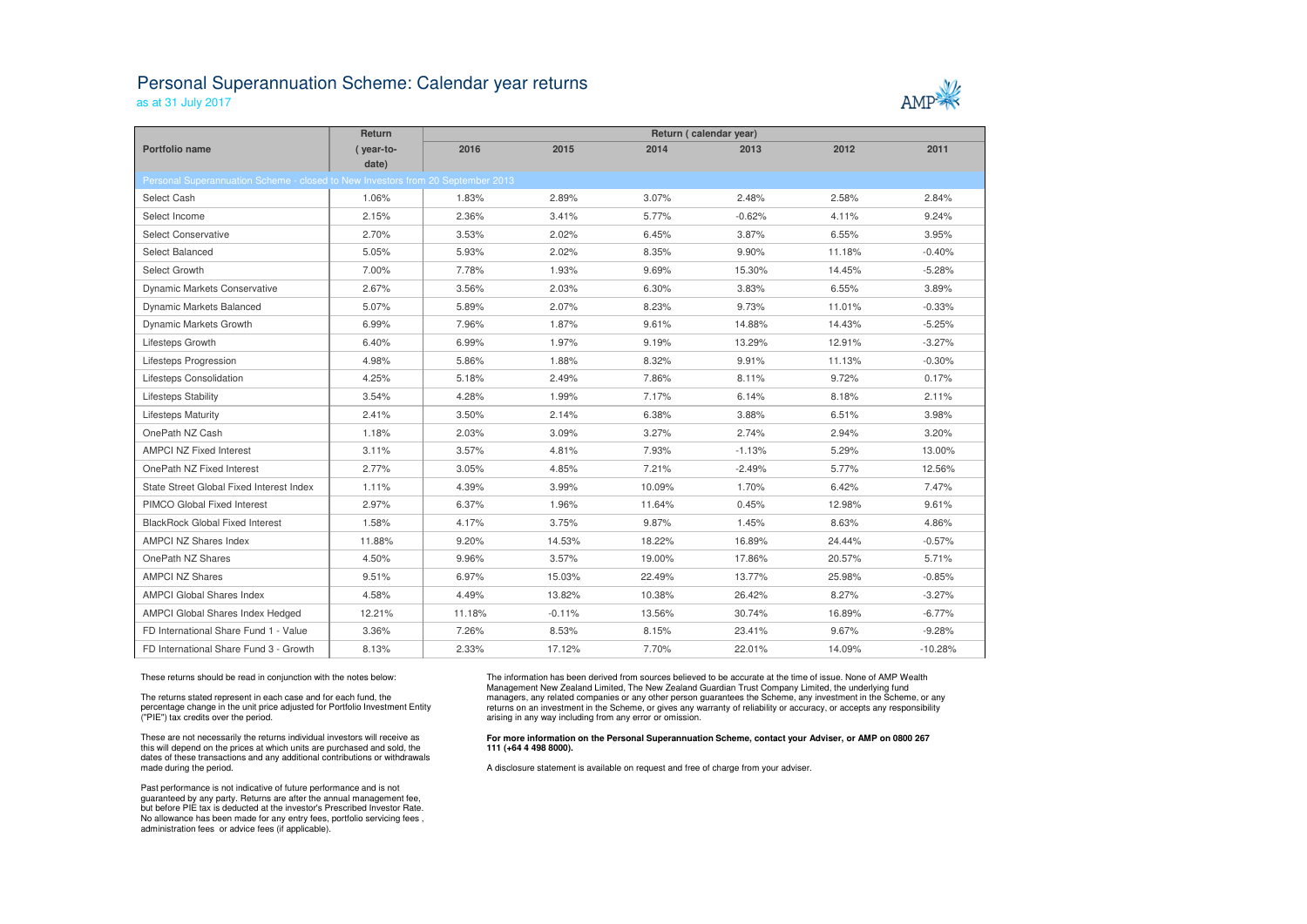# Personal Superannuation Scheme: Calendar year returns

as at 31 July 2017

| Portfolio name | Return (year-to-date) | Return (calendar year) | | | | | |
|---|---|---|---|---|---|---|---|
| | | 2016 | 2015 | 2014 | 2013 | 2012 | 2011 |
| Personal Superannuation Scheme - closed to New Investors from 20 September 2013 | | | | | | | |
| Select Cash | 1.06% | 1.83% | 2.89% | 3.07% | 2.48% | 2.58% | 2.84% |
| Select Income | 2.15% | 2.36% | 3.41% | 5.77% | -0.62% | 4.11% | 9.24% |
| Select Conservative | 2.70% | 3.53% | 2.02% | 6.45% | 3.87% | 6.55% | 3.95% |
| Select Balanced | 5.05% | 5.93% | 2.02% | 8.35% | 9.90% | 11.18% | -0.40% |
| Select Growth | 7.00% | 7.78% | 1.93% | 9.69% | 15.30% | 14.45% | -5.28% |
| Dynamic Markets Conservative | 2.67% | 3.56% | 2.03% | 6.30% | 3.83% | 6.55% | 3.89% |
| Dynamic Markets Balanced | 5.07% | 5.89% | 2.07% | 8.23% | 9.73% | 11.01% | -0.33% |
| Dynamic Markets Growth | 6.99% | 7.96% | 1.87% | 9.61% | 14.88% | 14.43% | -5.25% |
| Lifesteps Growth | 6.40% | 6.99% | 1.97% | 9.19% | 13.29% | 12.91% | -3.27% |
| Lifesteps Progression | 4.98% | 5.86% | 1.88% | 8.32% | 9.91% | 11.13% | -0.30% |
| Lifesteps Consolidation | 4.25% | 5.18% | 2.49% | 7.86% | 8.11% | 9.72% | 0.17% |
| Lifesteps Stability | 3.54% | 4.28% | 1.99% | 7.17% | 6.14% | 8.18% | 2.11% |
| Lifesteps Maturity | 2.41% | 3.50% | 2.14% | 6.38% | 3.88% | 6.51% | 3.98% |
| OnePath NZ Cash | 1.18% | 2.03% | 3.09% | 3.27% | 2.74% | 2.94% | 3.20% |
| AMPCI NZ Fixed Interest | 3.11% | 3.57% | 4.81% | 7.93% | -1.13% | 5.29% | 13.00% |
| OnePath NZ Fixed Interest | 2.77% | 3.05% | 4.85% | 7.21% | -2.49% | 5.77% | 12.56% |
| State Street Global Fixed Interest Index | 1.11% | 4.39% | 3.99% | 10.09% | 1.70% | 6.42% | 7.47% |
| PIMCO Global Fixed Interest | 2.97% | 6.37% | 1.96% | 11.64% | 0.45% | 12.98% | 9.61% |
| BlackRock Global Fixed Interest | 1.58% | 4.17% | 3.75% | 9.87% | 1.45% | 8.63% | 4.86% |
| AMPCI NZ Shares Index | 11.88% | 9.20% | 14.53% | 18.22% | 16.89% | 24.44% | -0.57% |
| OnePath NZ Shares | 4.50% | 9.96% | 3.57% | 19.00% | 17.86% | 20.57% | 5.71% |
| AMPCI NZ Shares | 9.51% | 6.97% | 15.03% | 22.49% | 13.77% | 25.98% | -0.85% |
| AMPCI Global Shares Index | 4.58% | 4.49% | 13.82% | 10.38% | 26.42% | 8.27% | -3.27% |
| AMPCI Global Shares Index Hedged | 12.21% | 11.18% | -0.11% | 13.56% | 30.74% | 16.89% | -6.77% |
| FD International Share Fund 1 - Value | 3.36% | 7.26% | 8.53% | 8.15% | 23.41% | 9.67% | -9.28% |
| FD International Share Fund 3 - Growth | 8.13% | 2.33% | 17.12% | 7.70% | 22.01% | 14.09% | -10.28% |

These returns should be read in conjunction with the notes below:

The returns stated represent in each case and for each fund, the percentage change in the unit price adjusted for Portfolio Investment Entity ("PIE") tax credits over the period.

These are not necessarily the returns individual investors will receive as this will depend on the prices at which units are purchased and sold, the dates of these transactions and any additional contributions or withdrawals made during the period.

Past performance is not indicative of future performance and is not guaranteed by any party. Returns are after the annual management fee, but before PIE tax is deducted at the investor's Prescribed Investor Rate. No allowance has been made for any entry fees, portfolio servicing fees , administration fees or advice fees (if applicable).

The information has been derived from sources believed to be accurate at the time of issue. None of AMP Wealth Management New Zealand Limited, The New Zealand Guardian Trust Company Limited, the underlying fund managers, any related companies or any other person guarantees the Scheme, any investment in the Scheme, or any returns on an investment in the Scheme, or gives any warranty of reliability or accuracy, or accepts any responsibility arising in any way including from any error or omission.

**For more information on the Personal Superannuation Scheme, contact your Adviser, or AMP on 0800 267 111 (+64 4 498 8000).**

A disclosure statement is available on request and free of charge from your adviser.